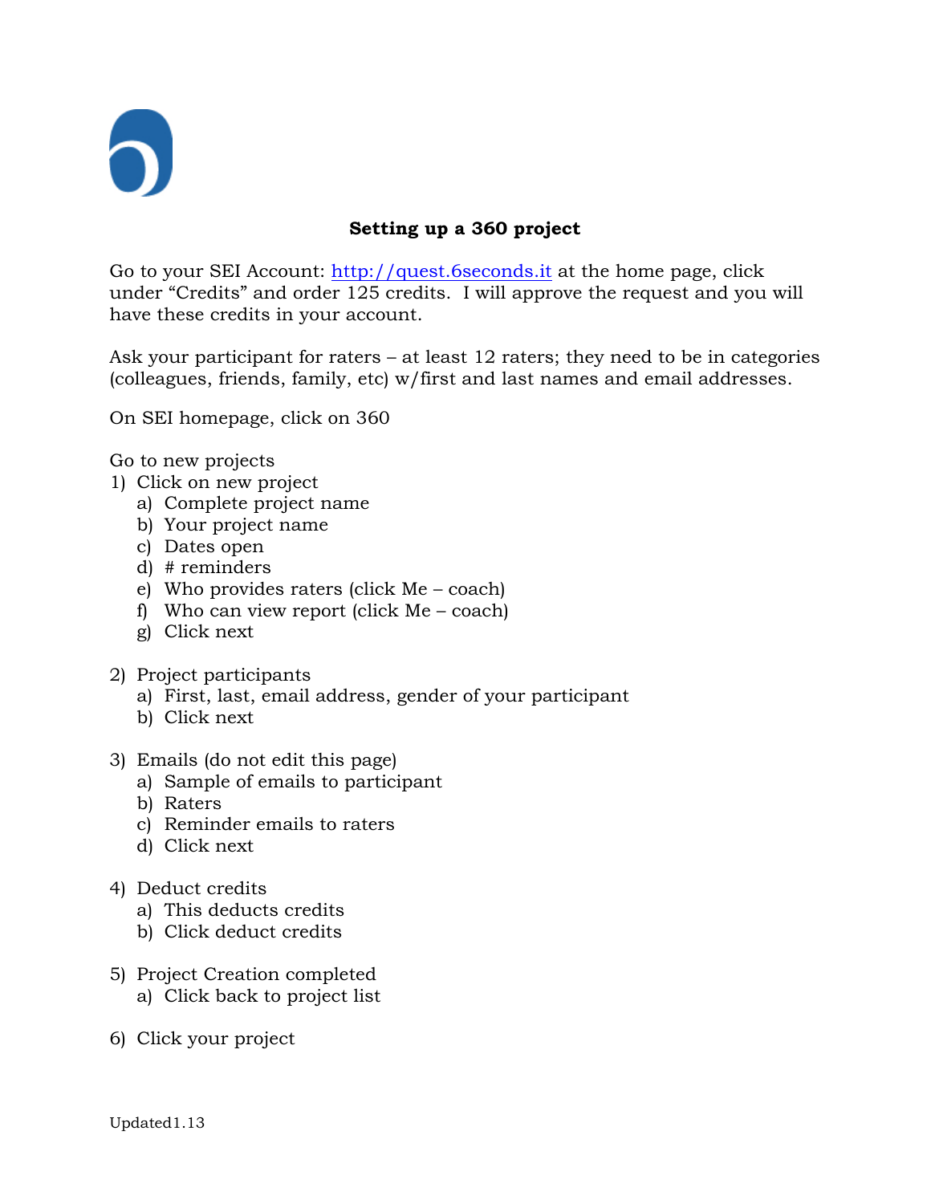# Setting up a 360 project

Go to your SEI Account: [http://quest.6seconds.it](http://quest.6seconds.it) at the home page, click under "Credits" and order 125 credits. I will approve the request and you will have these credits in your account.

Ask your participant for raters – at least 12 raters; they need to be in categories (colleagues, friends, family, etc) w/first and last names and email addresses.

On SEI homepage, click on 360

Go to new projects

1) Click on new project
   a) Complete project name
   b) Your project name
   c) Dates open
   d) # reminders
   e) Who provides raters (click Me – coach)
   f) Who can view report (click Me – coach)
   g) Click next

2) Project participants
   a) First, last, email address, gender of your participant
   b) Click next

3) Emails (do not edit this page)
   a) Sample of emails to participant
   b) Raters
   c) Reminder emails to raters
   d) Click next

4) Deduct credits
   a) This deducts credits
   b) Click deduct credits

5) Project Creation completed
   a) Click back to project list

6) Click your project

Updated1.13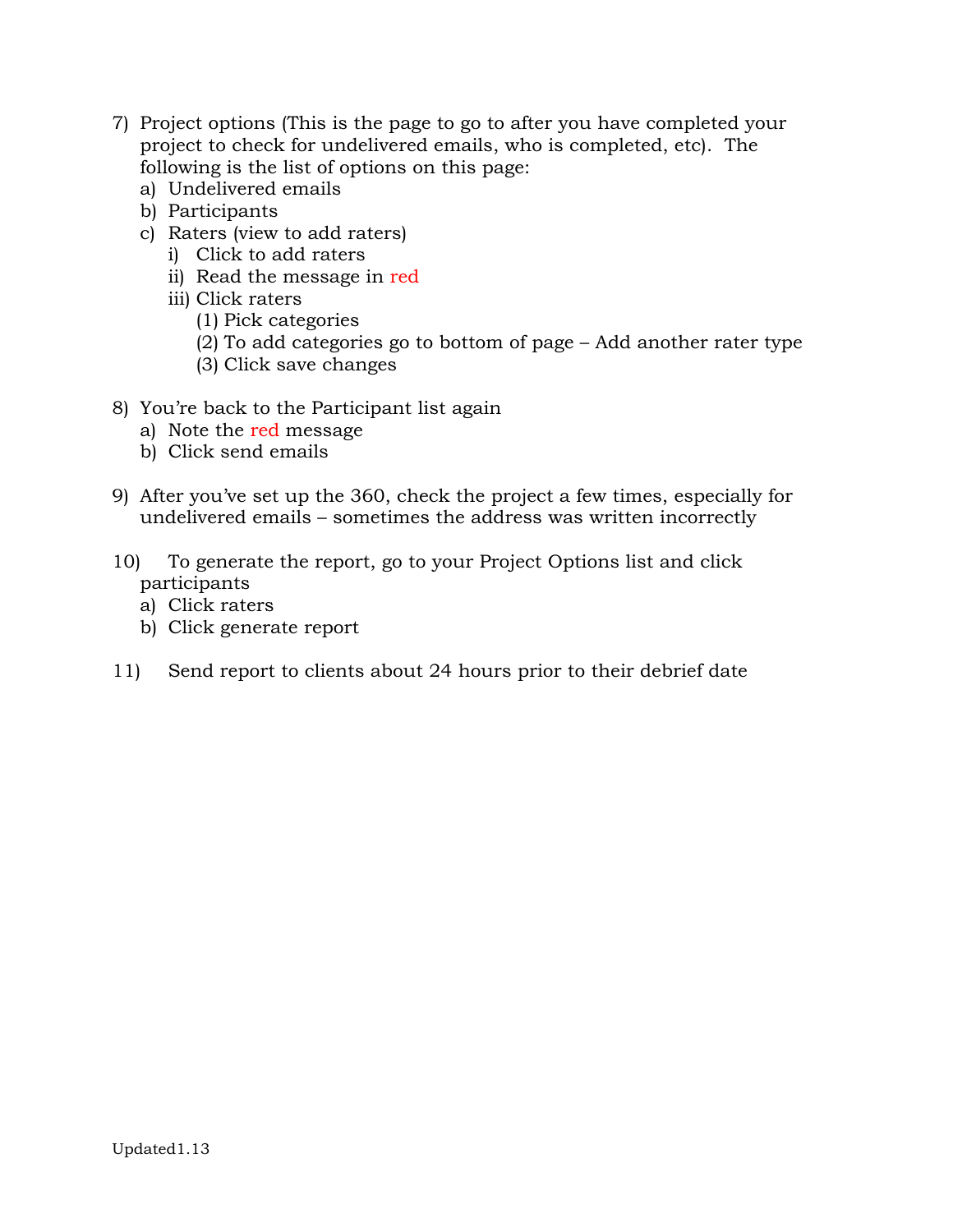7) Project options (This is the page to go to after you have completed your project to check for undelivered emails, who is completed, etc). The following is the list of options on this page:
   a) Undelivered emails
   b) Participants
   c) Raters (view to add raters)
      i) Click to add raters
      ii) Read the message in red
      iii) Click raters
         (1) Pick categories
         (2) To add categories go to bottom of page – Add another rater type
         (3) Click save changes

8) You're back to the Participant list again
   a) Note the red message
   b) Click send emails

9) After you've set up the 360, check the project a few times, especially for undelivered emails – sometimes the address was written incorrectly

10) To generate the report, go to your Project Options list and click participants
   a) Click raters
   b) Click generate report

11) Send report to clients about 24 hours prior to their debrief date

Updated1.13